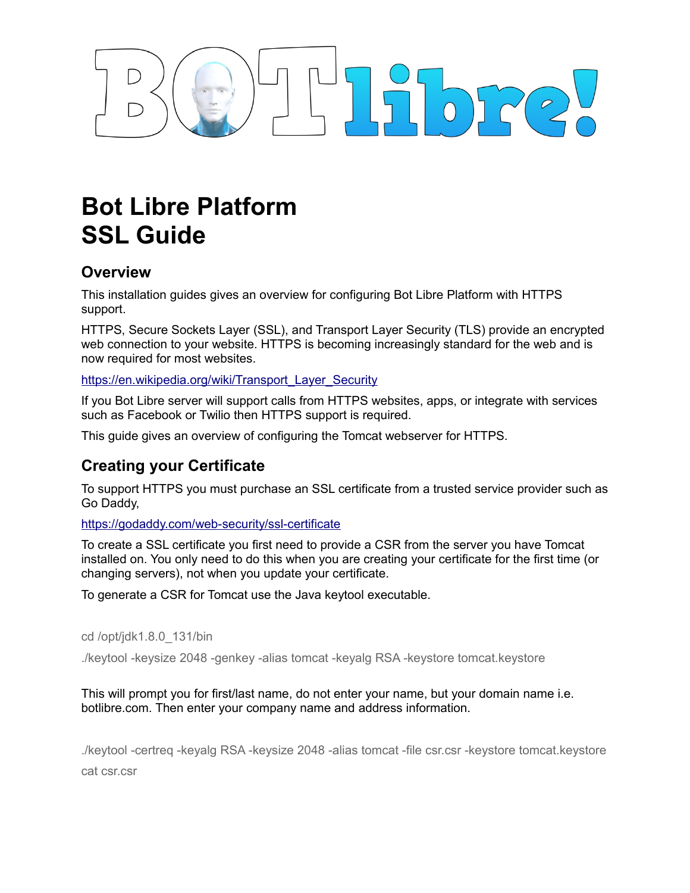# Bot Libre Platform
# SSL Guide

## Overview

This installation guides gives an overview for configuring Bot Libre Platform with HTTPS support.

HTTPS, Secure Sockets Layer (SSL), and Transport Layer Security (TLS) provide an encrypted web connection to your website. HTTPS is becoming increasingly standard for the web and is now required for most websites.

https://en.wikipedia.org/wiki/Transport_Layer_Security

If you Bot Libre server will support calls from HTTPS websites, apps, or integrate with services such as Facebook or Twilio then HTTPS support is required.

This guide gives an overview of configuring the Tomcat webserver for HTTPS.

## Creating your Certificate

To support HTTPS you must purchase an SSL certificate from a trusted service provider such as Go Daddy,

https://godaddy.com/web-security/ssl-certificate

To create a SSL certificate you first need to provide a CSR from the server you have Tomcat installed on. You only need to do this when you are creating your certificate for the first time (or changing servers), not when you update your certificate.

To generate a CSR for Tomcat use the Java keytool executable.

```
cd /opt/jdk1.8.0_131/bin
./keytool -keysize 2048 -genkey -alias tomcat -keyalg RSA -keystore tomcat.keystore
```

This will prompt you for first/last name, do not enter your name, but your domain name i.e. botlibre.com. Then enter your company name and address information.

```
./keytool -certreq -keyalg RSA -keysize 2048 -alias tomcat -file csr.csr -keystore tomcat.keystore
cat csr.csr
```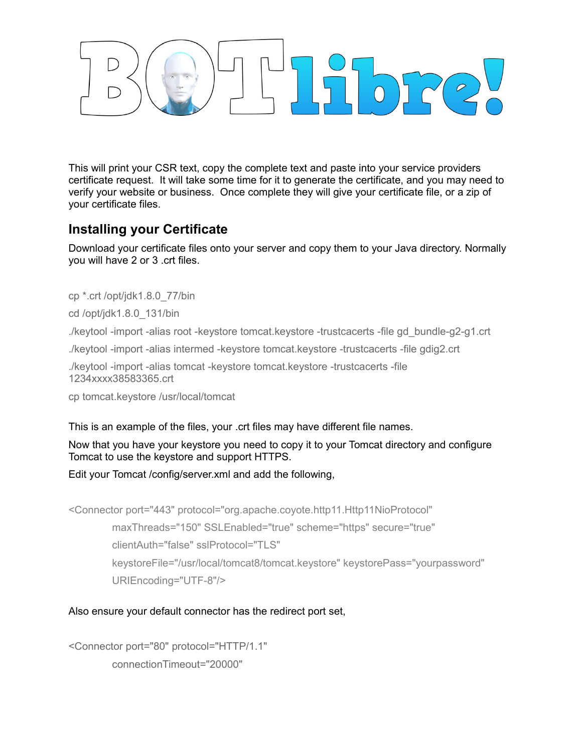This will print your CSR text, copy the complete text and paste into your service providers certificate request. It will take some time for it to generate the certificate, and you may need to verify your website or business. Once complete they will give your certificate file, or a zip of your certificate files.

## Installing your Certificate

Download your certificate files onto your server and copy them to your Java directory. Normally you will have 2 or 3 .crt files.

```
cp *.crt /opt/jdk1.8.0_77/bin

cd /opt/jdk1.8.0_131/bin

./keytool -import -alias root -keystore tomcat.keystore -trustcacerts -file gd_bundle-g2-g1.crt

./keytool -import -alias intermed -keystore tomcat.keystore -trustcacerts -file gdig2.crt

./keytool -import -alias tomcat -keystore tomcat.keystore -trustcacerts -file 1234xxxx38583365.crt

cp tomcat.keystore /usr/local/tomcat
```

This is an example of the files, your .crt files may have different file names.

Now that you have your keystore you need to copy it to your Tomcat directory and configure Tomcat to use the keystore and support HTTPS.

Edit your Tomcat /config/server.xml and add the following,

```
<Connector port="443" protocol="org.apache.coyote.http11.Http11NioProtocol"
        maxThreads="150" SSLEnabled="true" scheme="https" secure="true"
        clientAuth="false" sslProtocol="TLS"
        keystoreFile="/usr/local/tomcat8/tomcat.keystore" keystorePass="yourpassword"
        URIEncoding="UTF-8"/>
```

Also ensure your default connector has the redirect port set,

```
<Connector port="80" protocol="HTTP/1.1"
        connectionTimeout="20000"
```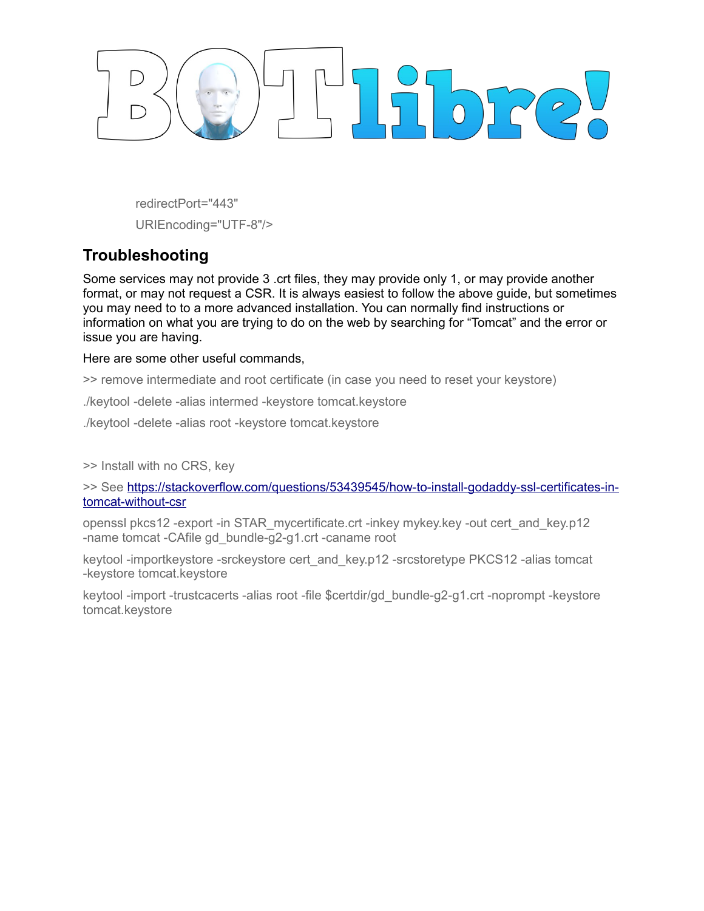redirectPort="443"

URIEncoding="UTF-8"/>

## Troubleshooting

Some services may not provide 3 .crt files, they may provide only 1, or may provide another format, or may not request a CSR. It is always easiest to follow the above guide, but sometimes you may need to to a more advanced installation. You can normally find instructions or information on what you are trying to do on the web by searching for "Tomcat" and the error or issue you are having.

Here are some other useful commands,

>> remove intermediate and root certificate (in case you need to reset your keystore)

./keytool -delete -alias intermed -keystore tomcat.keystore

./keytool -delete -alias root -keystore tomcat.keystore

>> Install with no CRS, key

>> See [https://stackoverflow.com/questions/53439545/how-to-install-godaddy-ssl-certificates-in-tomcat-without-csr](https://stackoverflow.com/questions/53439545/how-to-install-godaddy-ssl-certificates-in-tomcat-without-csr)

openssl pkcs12 -export -in STAR_mycertificate.crt -inkey mykey.key -out cert_and_key.p12 -name tomcat -CAfile gd_bundle-g2-g1.crt -caname root

keytool -importkeystore -srckeystore cert_and_key.p12 -srcstoretype PKCS12 -alias tomcat -keystore tomcat.keystore

keytool -import -trustcacerts -alias root -file $certdir/gd_bundle-g2-g1.crt -noprompt -keystore tomcat.keystore